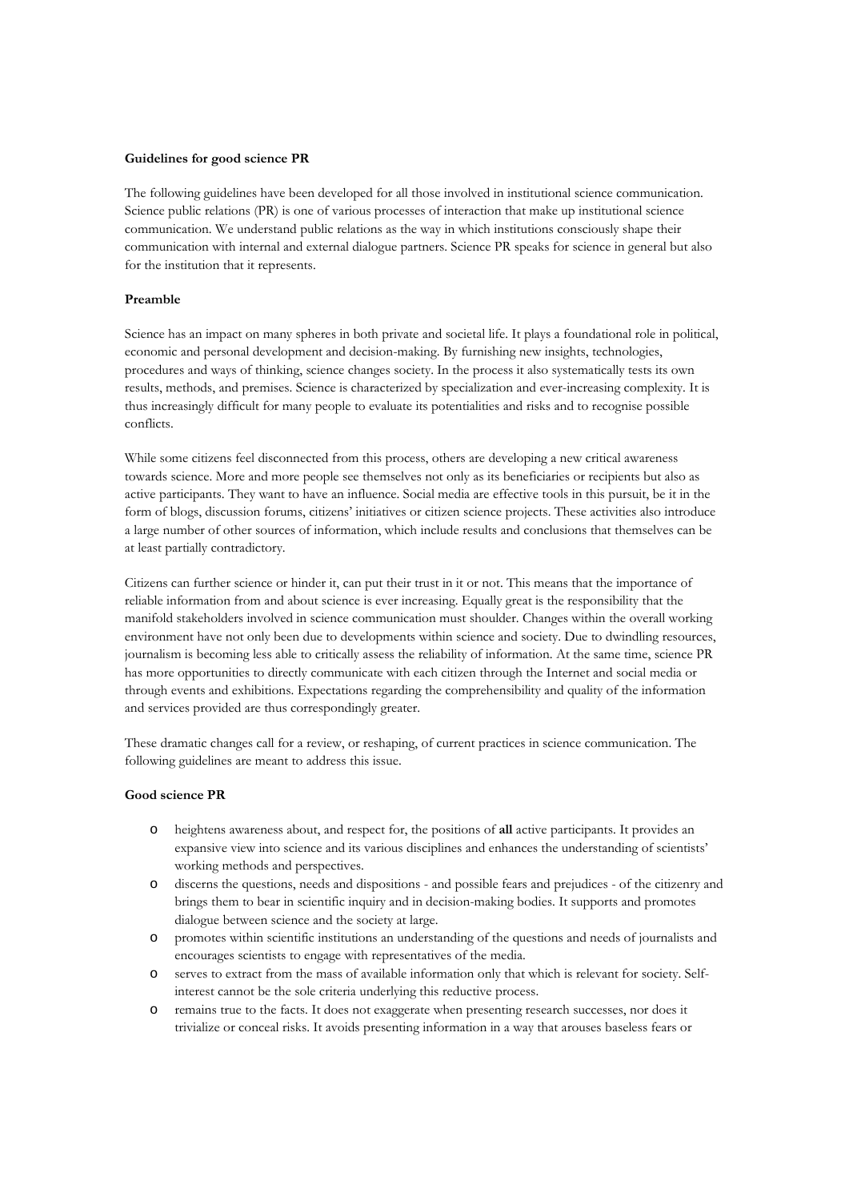**Guidelines for good science PR**

The following guidelines have been developed for all those involved in institutional science communication. Science public relations (PR) is one of various processes of interaction that make up institutional science communication. We understand public relations as the way in which institutions consciously shape their communication with internal and external dialogue partners. Science PR speaks for science in general but also for the institution that it represents.

**Preamble**

Science has an impact on many spheres in both private and societal life. It plays a foundational role in political, economic and personal development and decision-making. By furnishing new insights, technologies, procedures and ways of thinking, science changes society. In the process it also systematically tests its own results, methods, and premises. Science is characterized by specialization and ever-increasing complexity. It is thus increasingly difficult for many people to evaluate its potentialities and risks and to recognise possible conflicts.

While some citizens feel disconnected from this process, others are developing a new critical awareness towards science. More and more people see themselves not only as its beneficiaries or recipients but also as active participants. They want to have an influence. Social media are effective tools in this pursuit, be it in the form of blogs, discussion forums, citizens' initiatives or citizen science projects. These activities also introduce a large number of other sources of information, which include results and conclusions that themselves can be at least partially contradictory.

Citizens can further science or hinder it, can put their trust in it or not. This means that the importance of reliable information from and about science is ever increasing. Equally great is the responsibility that the manifold stakeholders involved in science communication must shoulder. Changes within the overall working environment have not only been due to developments within science and society. Due to dwindling resources, journalism is becoming less able to critically assess the reliability of information. At the same time, science PR has more opportunities to directly communicate with each citizen through the Internet and social media or through events and exhibitions. Expectations regarding the comprehensibility and quality of the information and services provided are thus correspondingly greater.

These dramatic changes call for a review, or reshaping, of current practices in science communication. The following guidelines are meant to address this issue.

**Good science PR**

- heightens awareness about, and respect for, the positions of **all** active participants. It provides an expansive view into science and its various disciplines and enhances the understanding of scientists' working methods and perspectives.
- discerns the questions, needs and dispositions - and possible fears and prejudices - of the citizenry and brings them to bear in scientific inquiry and in decision-making bodies. It supports and promotes dialogue between science and the society at large.
- promotes within scientific institutions an understanding of the questions and needs of journalists and encourages scientists to engage with representatives of the media.
- serves to extract from the mass of available information only that which is relevant for society. Self-interest cannot be the sole criteria underlying this reductive process.
- remains true to the facts. It does not exaggerate when presenting research successes, nor does it trivialize or conceal risks. It avoids presenting information in a way that arouses baseless fears or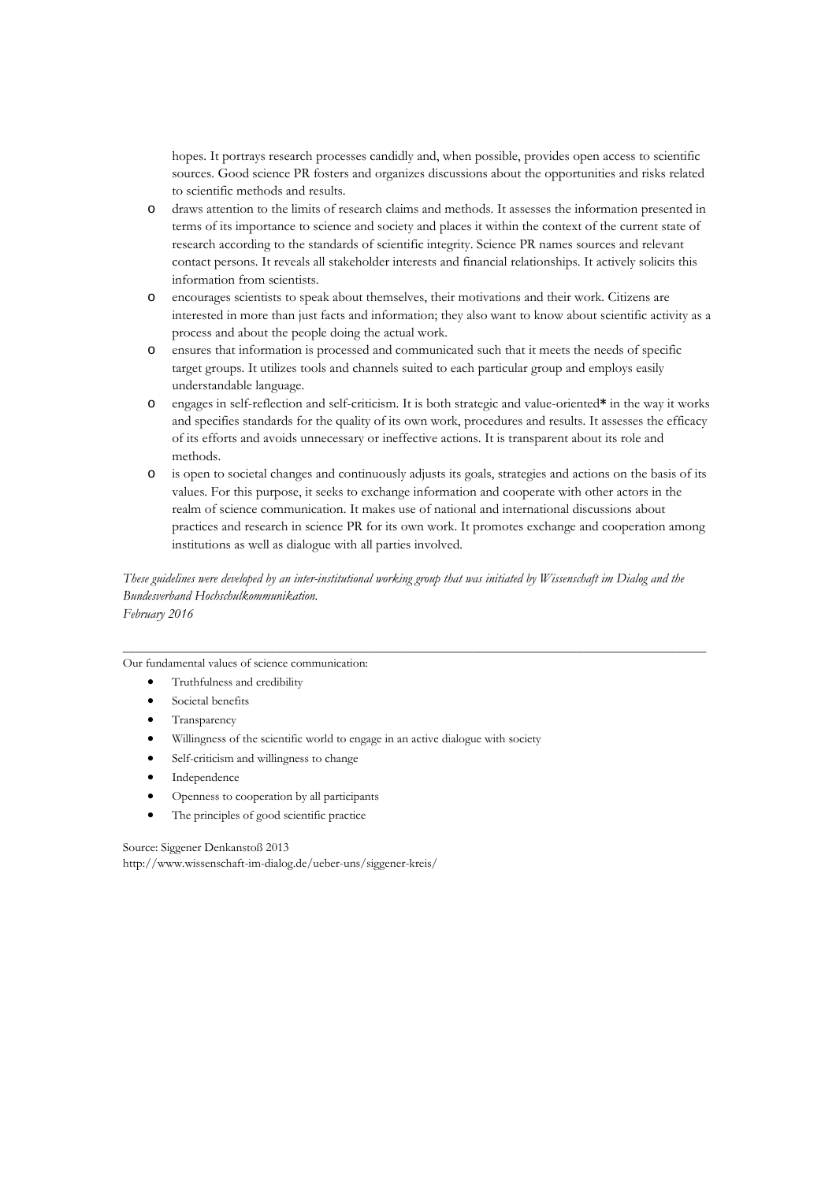hopes. It portrays research processes candidly and, when possible, provides open access to scientific sources. Good science PR fosters and organizes discussions about the opportunities and risks related to scientific methods and results.

- draws attention to the limits of research claims and methods. It assesses the information presented in terms of its importance to science and society and places it within the context of the current state of research according to the standards of scientific integrity. Science PR names sources and relevant contact persons. It reveals all stakeholder interests and financial relationships. It actively solicits this information from scientists.
- encourages scientists to speak about themselves, their motivations and their work. Citizens are interested in more than just facts and information; they also want to know about scientific activity as a process and about the people doing the actual work.
- ensures that information is processed and communicated such that it meets the needs of specific target groups. It utilizes tools and channels suited to each particular group and employs easily understandable language.
- engages in self-reflection and self-criticism. It is both strategic and value-oriented* in the way it works and specifies standards for the quality of its own work, procedures and results. It assesses the efficacy of its efforts and avoids unnecessary or ineffective actions. It is transparent about its role and methods.
- is open to societal changes and continuously adjusts its goals, strategies and actions on the basis of its values. For this purpose, it seeks to exchange information and cooperate with other actors in the realm of science communication. It makes use of national and international discussions about practices and research in science PR for its own work. It promotes exchange and cooperation among institutions as well as dialogue with all parties involved.

*These guidelines were developed by an inter-institutional working group that was initiated by Wissenschaft im Dialog and the Bundesverband Hochschulkommunikation.*
*February 2016*

---

Our fundamental values of science communication:

- Truthfulness and credibility
- Societal benefits
- Transparency
- Willingness of the scientific world to engage in an active dialogue with society
- Self-criticism and willingness to change
- Independence
- Openness to cooperation by all participants
- The principles of good scientific practice

Source: Siggener Denkanstoß 2013
http://www.wissenschaft-im-dialog.de/ueber-uns/siggener-kreis/